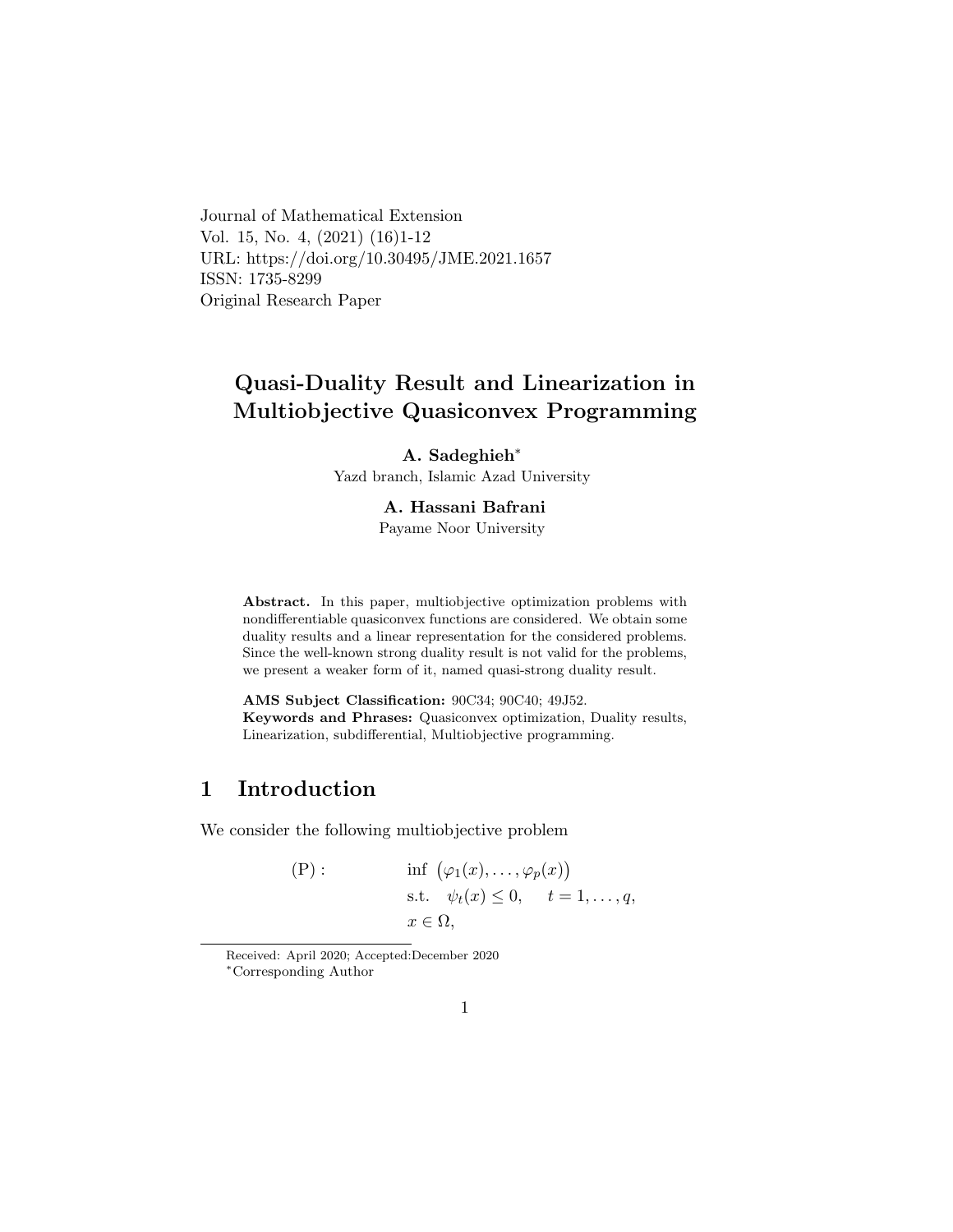Journal of Mathematical Extension
Vol. 15, No. 4, (2021) (16)1-12
URL: https://doi.org/10.30495/JME.2021.1657
ISSN: 1735-8299
Original Research Paper

# Quasi-Duality Result and Linearization in Multiobjective Quasiconvex Programming

**A. Sadeghieh**[*]
Yazd branch, Islamic Azad University

**A. Hassani Bafrani**
Payame Noor University

**Abstract.** In this paper, multiobjective optimization problems with nondifferentiable quasiconvex functions are considered. We obtain some duality results and a linear representation for the considered problems. Since the well-known strong duality result is not valid for the problems, we present a weaker form of it, named quasi-strong duality result.

**AMS Subject Classification:** 90C34; 90C40; 49J52.
**Keywords and Phrases:** Quasiconvex optimization, Duality results, Linearization, subdifferential, Multiobjective programming.

## 1 Introduction

We consider the following multiobjective problem

$$
\begin{aligned}
\text{(P)}: \qquad & \inf \ \big(\varphi_1(x), \ldots, \varphi_p(x)\big) \\
& \text{s.t.} \quad \psi_t(x) \leq 0, \qquad t = 1, \ldots, q, \\
& x \in \Omega,
\end{aligned}
$$

Received: April 2020; Accepted:December 2020
[*]Corresponding Author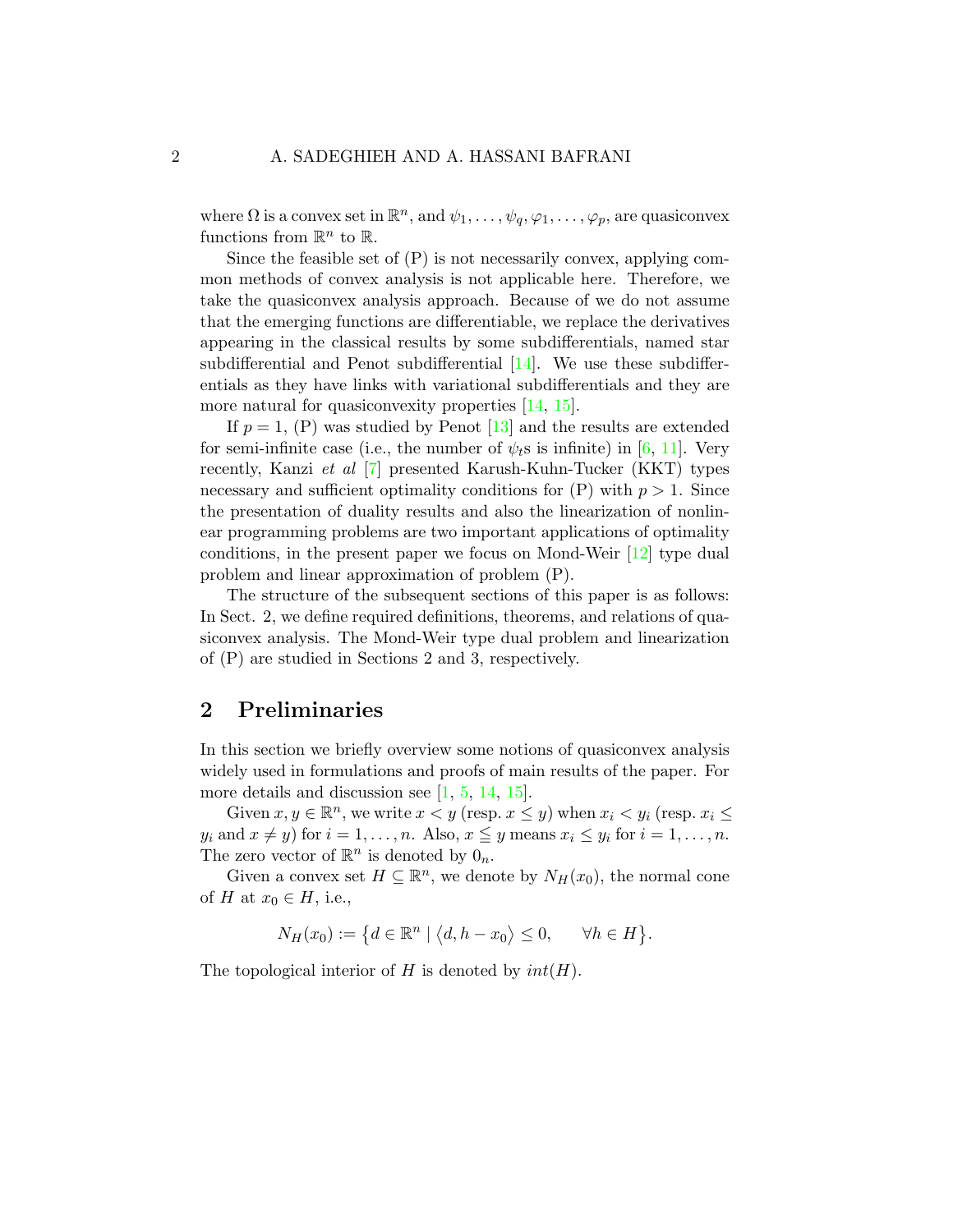where $\Omega$ is a convex set in $\mathbb{R}^n$, and $\psi_1, \ldots, \psi_q, \varphi_1, \ldots, \varphi_p$, are quasiconvex functions from $\mathbb{R}^n$ to $\mathbb{R}$.

Since the feasible set of (P) is not necessarily convex, applying common methods of convex analysis is not applicable here. Therefore, we take the quasiconvex analysis approach. Because of we do not assume that the emerging functions are differentiable, we replace the derivatives appearing in the classical results by some subdifferentials, named star subdifferential and Penot subdifferential [14]. We use these subdifferentials as they have links with variational subdifferentials and they are more natural for quasiconvexity properties [14, 15].

If $p = 1$, (P) was studied by Penot [13] and the results are extended for semi-infinite case (i.e., the number of $\psi_t$s is infinite) in [6, 11]. Very recently, Kanzi *et al* [7] presented Karush-Kuhn-Tucker (KKT) types necessary and sufficient optimality conditions for (P) with $p > 1$. Since the presentation of duality results and also the linearization of nonlinear programming problems are two important applications of optimality conditions, in the present paper we focus on Mond-Weir [12] type dual problem and linear approximation of problem (P).

The structure of the subsequent sections of this paper is as follows: In Sect. 2, we define required definitions, theorems, and relations of quasiconvex analysis. The Mond-Weir type dual problem and linearization of (P) are studied in Sections 2 and 3, respectively.

## 2 Preliminaries

In this section we briefly overview some notions of quasiconvex analysis widely used in formulations and proofs of main results of the paper. For more details and discussion see [1, 5, 14, 15].

Given $x, y \in \mathbb{R}^n$, we write $x < y$ (resp. $x \leq y$) when $x_i < y_i$ (resp. $x_i \leq y_i$ and $x \neq y$) for $i = 1, \ldots, n$. Also, $x \leqq y$ means $x_i \leq y_i$ for $i = 1, \ldots, n$. The zero vector of $\mathbb{R}^n$ is denoted by $0_n$.

Given a convex set $H \subseteq \mathbb{R}^n$, we denote by $N_H(x_0)$, the normal cone of $H$ at $x_0 \in H$, i.e.,

$$N_H(x_0) := \{ d \in \mathbb{R}^n \mid \langle d, h - x_0 \rangle \leq 0, \qquad \forall h \in H \}.$$

The topological interior of $H$ is denoted by $int(H)$.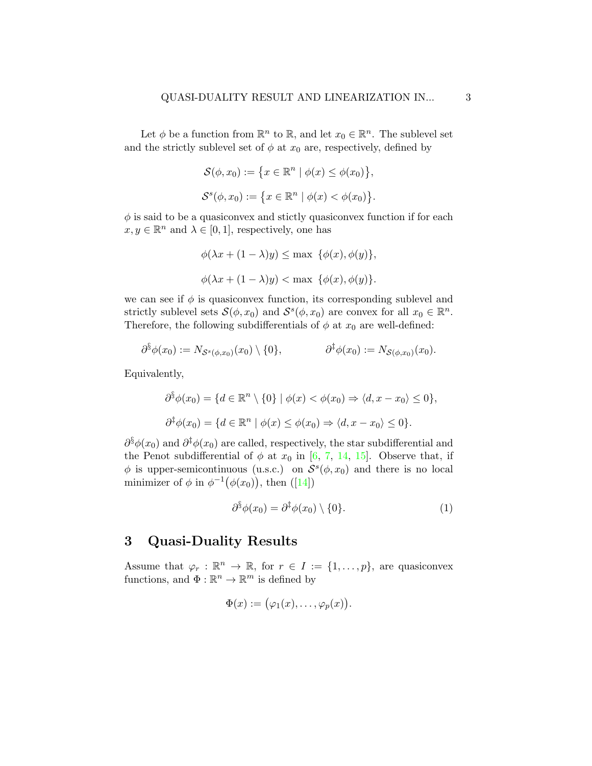Let $\phi$ be a function from $\mathbb{R}^n$ to $\mathbb{R}$, and let $x_0 \in \mathbb{R}^n$. The sublevel set and the strictly sublevel set of $\phi$ at $x_0$ are, respectively, defined by

$$\mathcal{S}(\phi, x_0) := \big\{x \in \mathbb{R}^n \mid \phi(x) \leq \phi(x_0)\big\},$$

$$\mathcal{S}^s(\phi, x_0) := \big\{x \in \mathbb{R}^n \mid \phi(x) < \phi(x_0)\big\}.$$

$\phi$ is said to be a quasiconvex and stictly quasiconvex function if for each $x, y \in \mathbb{R}^n$ and $\lambda \in [0, 1]$, respectively, one has

$$\phi(\lambda x + (1-\lambda)y) \leq \max\ \{\phi(x), \phi(y)\},$$

$$\phi(\lambda x + (1-\lambda)y) < \max\ \{\phi(x), \phi(y)\}.$$

we can see if $\phi$ is quasiconvex function, its corresponding sublevel and strictly sublevel sets $\mathcal{S}(\phi, x_0)$ and $\mathcal{S}^s(\phi, x_0)$ are convex for all $x_0 \in \mathbb{R}^n$. Therefore, the following subdifferentials of $\phi$ at $x_0$ are well-defined:

$$\partial^{\S}\phi(x_0) := N_{\mathcal{S}^s(\phi,x_0)}(x_0) \setminus \{0\}, \qquad\qquad \partial^{\ddagger}\phi(x_0) := N_{\mathcal{S}(\phi,x_0)}(x_0).$$

Equivalently,

$$\partial^{\S}\phi(x_0) = \{d \in \mathbb{R}^n \setminus \{0\} \mid \phi(x) < \phi(x_0) \Rightarrow \langle d, x - x_0\rangle \leq 0\},$$

$$\partial^{\ddagger}\phi(x_0) = \{d \in \mathbb{R}^n \mid \phi(x) \leq \phi(x_0) \Rightarrow \langle d, x - x_0\rangle \leq 0\}.$$

$\partial^{\S}\phi(x_0)$ and $\partial^{\ddagger}\phi(x_0)$ are called, respectively, the star subdifferential and the Penot subdifferential of $\phi$ at $x_0$ in [6, 7, 14, 15]. Observe that, if $\phi$ is upper-semicontinuous (u.s.c.) on $\mathcal{S}^s(\phi, x_0)$ and there is no local minimizer of $\phi$ in $\phi^{-1}\big(\phi(x_0)\big)$, then ([14])

$$\partial^{\S}\phi(x_0) = \partial^{\ddagger}\phi(x_0) \setminus \{0\}. \tag{1}$$

## 3 Quasi-Duality Results

Assume that $\varphi_r : \mathbb{R}^n \to \mathbb{R}$, for $r \in I := \{1, \ldots, p\}$, are quasiconvex functions, and $\Phi : \mathbb{R}^n \to \mathbb{R}^m$ is defined by

$$\Phi(x) := \big(\varphi_1(x), \ldots, \varphi_p(x)\big).$$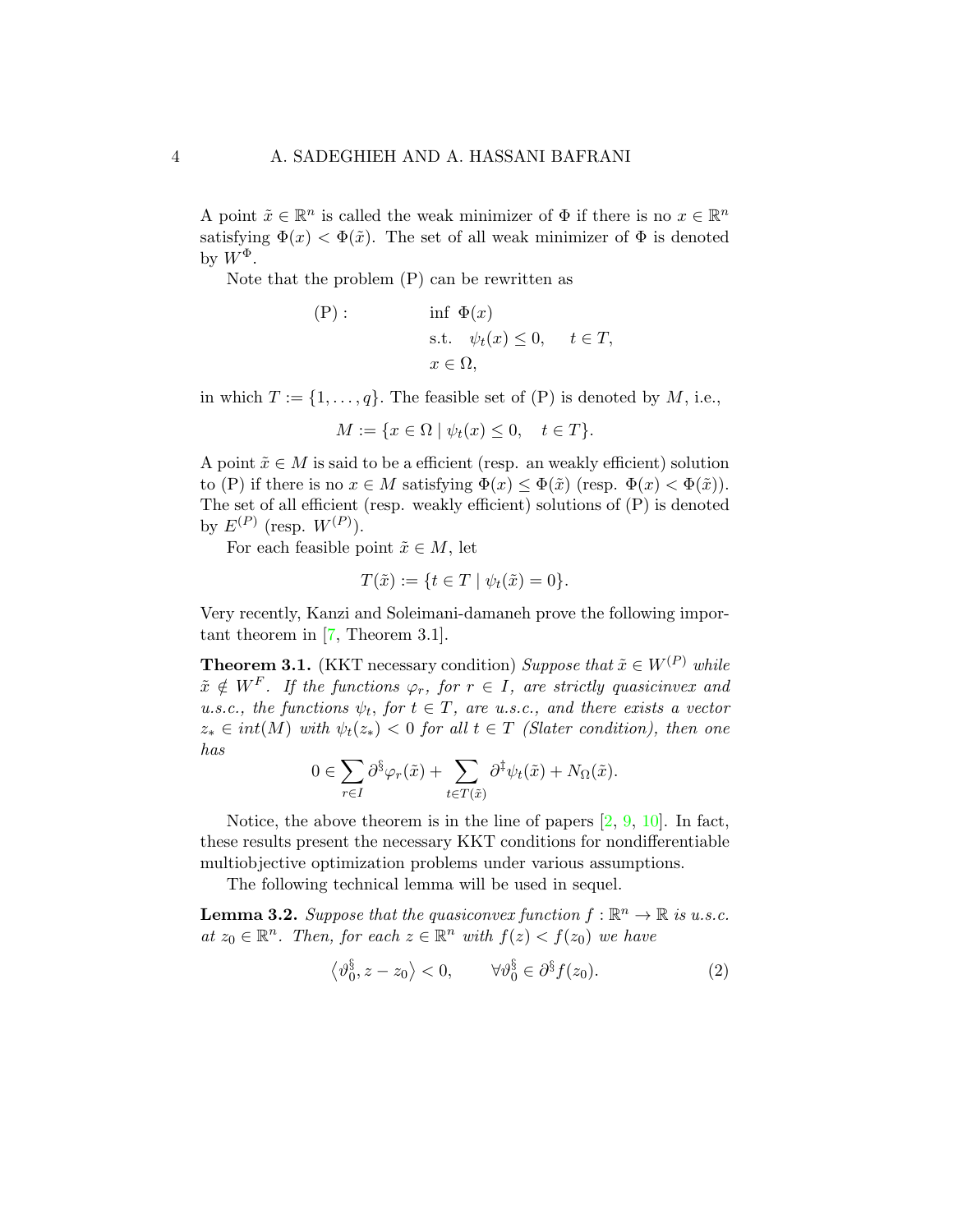A point $\tilde{x} \in \mathbb{R}^n$ is called the weak minimizer of $\Phi$ if there is no $x \in \mathbb{R}^n$ satisfying $\Phi(x) < \Phi(\tilde{x})$. The set of all weak minimizer of $\Phi$ is denoted by $W^{\Phi}$.

Note that the problem (P) can be rewritten as

$$
\begin{aligned}
(\mathrm{P}): \qquad\qquad & \inf \ \Phi(x) \\
& \text{s.t.} \quad \psi_t(x) \leq 0, \qquad t \in T, \\
& x \in \Omega,
\end{aligned}
$$

in which $T := \{1, \ldots, q\}$. The feasible set of (P) is denoted by $M$, i.e.,

$$
M := \{x \in \Omega \mid \psi_t(x) \leq 0, \quad t \in T\}.
$$

A point $\tilde{x} \in M$ is said to be a efficient (resp. an weakly efficient) solution to (P) if there is no $x \in M$ satisfying $\Phi(x) \leq \Phi(\tilde{x})$ (resp. $\Phi(x) < \Phi(\tilde{x})$). The set of all efficient (resp. weakly efficient) solutions of (P) is denoted by $E^{(P)}$ (resp. $W^{(P)}$).

For each feasible point $\tilde{x} \in M$, let

$$
T(\tilde{x}) := \{t \in T \mid \psi_t(\tilde{x}) = 0\}.
$$

Very recently, Kanzi and Soleimani-damaneh prove the following important theorem in [7, Theorem 3.1].

**Theorem 3.1.** (KKT necessary condition) *Suppose that $\tilde{x} \in W^{(P)}$ while $\tilde{x} \notin W^F$. If the functions $\varphi_r$, for $r \in I$, are strictly quasicinvex and u.s.c., the functions $\psi_t$, for $t \in T$, are u.s.c., and there exists a vector $z_* \in int(M)$ with $\psi_t(z_*) < 0$ for all $t \in T$ (Slater condition), then one has*

$$
0 \in \sum_{r \in I} \partial^{\S} \varphi_r(\tilde{x}) + \sum_{t \in T(\tilde{x})} \partial^{\ddagger} \psi_t(\tilde{x}) + N_{\Omega}(\tilde{x}).
$$

Notice, the above theorem is in the line of papers [2, 9, 10]. In fact, these results present the necessary KKT conditions for nondifferentiable multiobjective optimization problems under various assumptions.

The following technical lemma will be used in sequel.

**Lemma 3.2.** *Suppose that the quasiconvex function $f : \mathbb{R}^n \to \mathbb{R}$ is u.s.c. at $z_0 \in \mathbb{R}^n$. Then, for each $z \in \mathbb{R}^n$ with $f(z) < f(z_0)$ we have*

$$
\left\langle \vartheta_0^{\S}, z - z_0 \right\rangle < 0, \qquad \forall \vartheta_0^{\S} \in \partial^{\S} f(z_0). \tag{2}
$$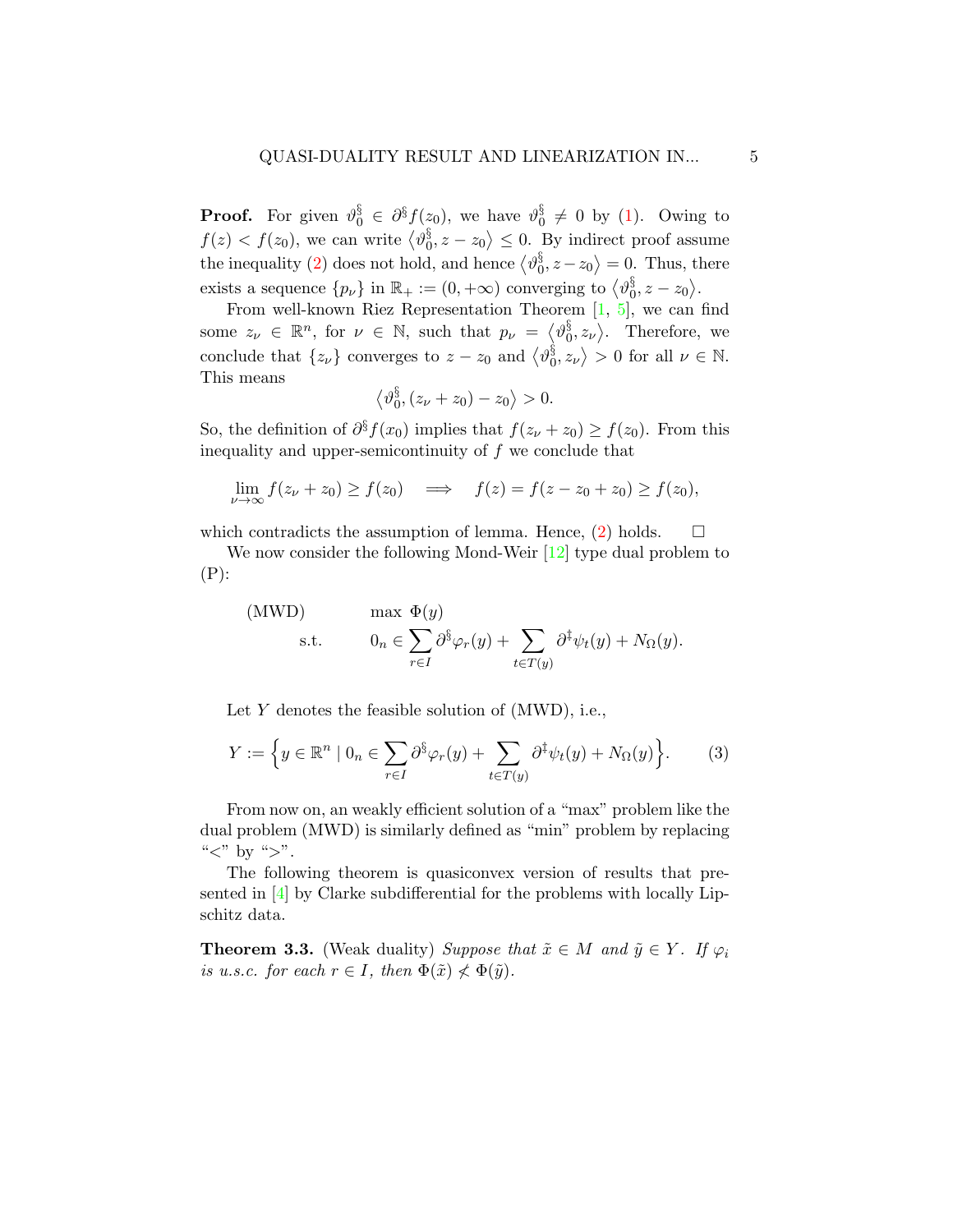**Proof.** For given $\vartheta_0^\S \in \partial^\S f(z_0)$, we have $\vartheta_0^\S \neq 0$ by (1). Owing to $f(z) < f(z_0)$, we can write $\langle \vartheta_0^\S, z - z_0 \rangle \leq 0$. By indirect proof assume the inequality (2) does not hold, and hence $\langle \vartheta_0^\S, z - z_0 \rangle = 0$. Thus, there exists a sequence $\{p_\nu\}$ in $\mathbb{R}_+ := (0, +\infty)$ converging to $\langle \vartheta_0^\S, z - z_0 \rangle$.

From well-known Riez Representation Theorem [1, 5], we can find some $z_\nu \in \mathbb{R}^n$, for $\nu \in \mathbb{N}$, such that $p_\nu = \langle \vartheta_0^\S, z_\nu \rangle$. Therefore, we conclude that $\{z_\nu\}$ converges to $z - z_0$ and $\langle \vartheta_0^\S, z_\nu \rangle > 0$ for all $\nu \in \mathbb{N}$. This means

$$\langle \vartheta_0^\S, (z_\nu + z_0) - z_0 \rangle > 0.$$

So, the definition of $\partial^\S f(x_0)$ implies that $f(z_\nu + z_0) \geq f(z_0)$. From this inequality and upper-semicontinuity of $f$ we conclude that

$$\lim_{\nu \to \infty} f(z_\nu + z_0) \geq f(z_0) \quad \Longrightarrow \quad f(z) = f(z - z_0 + z_0) \geq f(z_0),$$

which contradicts the assumption of lemma. Hence, (2) holds. $\square$

We now consider the following Mond-Weir [12] type dual problem to (P):

$$\begin{aligned}
\text{(MWD)} \qquad & \max \ \Phi(y) \\
\text{s.t.} \qquad & 0_n \in \sum_{r \in I} \partial^\S \varphi_r(y) + \sum_{t \in T(y)} \partial^\ddagger \psi_t(y) + N_\Omega(y).
\end{aligned}$$

Let $Y$ denotes the feasible solution of (MWD), i.e.,

$$Y := \Big\{ y \in \mathbb{R}^n \mid 0_n \in \sum_{r \in I} \partial^\S \varphi_r(y) + \sum_{t \in T(y)} \partial^\ddagger \psi_t(y) + N_\Omega(y) \Big\}. \tag{3}$$

From now on, an weakly efficient solution of a "max" problem like the dual problem (MWD) is similarly defined as "min" problem by replacing "$<$" by "$>$".

The following theorem is quasiconvex version of results that presented in [4] by Clarke subdifferential for the problems with locally Lipschitz data.

**Theorem 3.3.** (Weak duality) *Suppose that $\tilde{x} \in M$ and $\tilde{y} \in Y$. If $\varphi_i$ is u.s.c. for each $r \in I$, then $\Phi(\tilde{x}) \not< \Phi(\tilde{y})$.*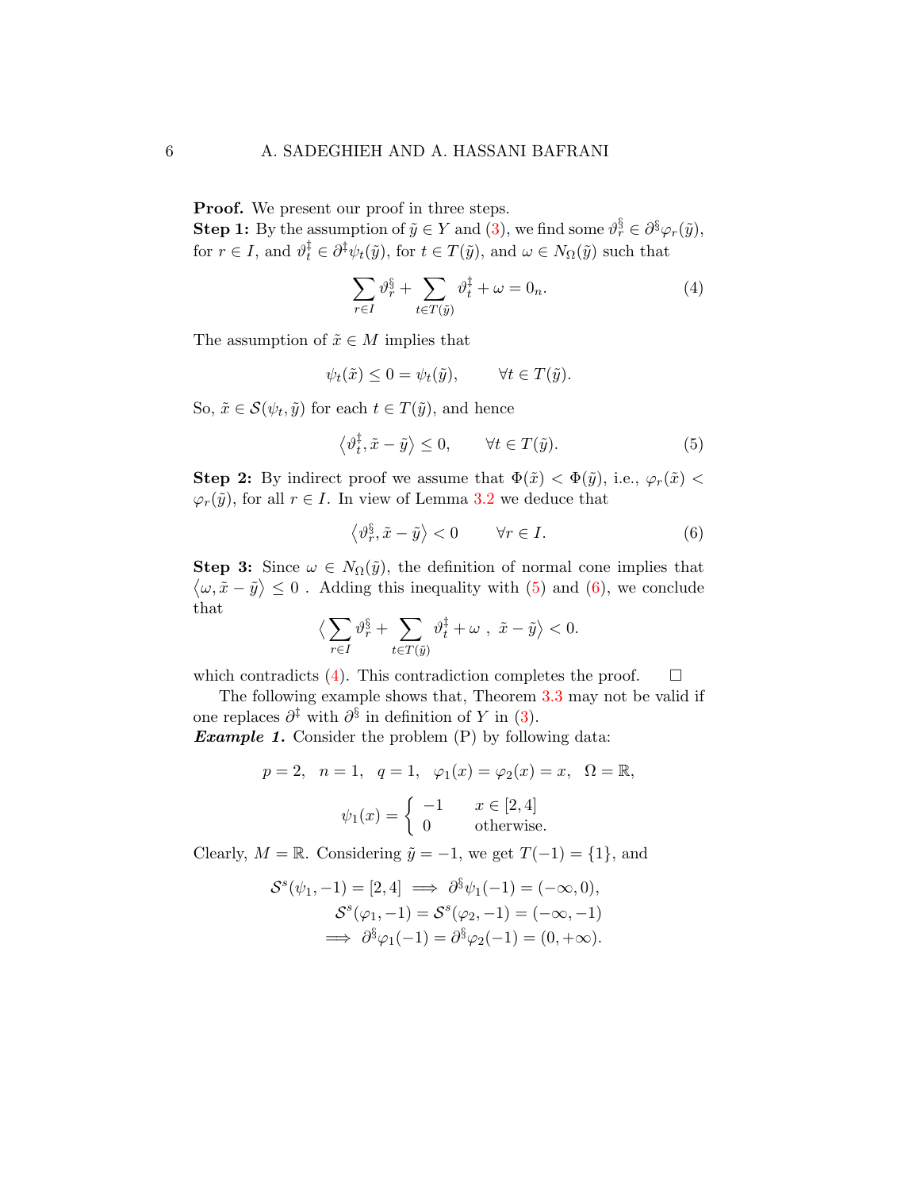**Proof.** We present our proof in three steps.
**Step 1:** By the assumption of $\tilde{y} \in Y$ and (3), we find some $\vartheta_r^{\S} \in \partial^{\S}\varphi_r(\tilde{y})$, for $r \in I$, and $\vartheta_t^{\ddagger} \in \partial^{\ddagger}\psi_t(\tilde{y})$, for $t \in T(\tilde{y})$, and $\omega \in N_\Omega(\tilde{y})$ such that

$$\sum_{r\in I} \vartheta_r^{\S} + \sum_{t\in T(\tilde{y})} \vartheta_t^{\ddagger} + \omega = 0_n. \tag{4}$$

The assumption of $\tilde{x} \in M$ implies that

$$\psi_t(\tilde{x}) \leq 0 = \psi_t(\tilde{y}), \qquad \forall t \in T(\tilde{y}).$$

So, $\tilde{x} \in \mathcal{S}(\psi_t, \tilde{y})$ for each $t \in T(\tilde{y})$, and hence

$$\left\langle \vartheta_t^{\ddagger}, \tilde{x} - \tilde{y} \right\rangle \leq 0, \qquad \forall t \in T(\tilde{y}). \tag{5}$$

**Step 2:** By indirect proof we assume that $\Phi(\tilde{x}) < \Phi(\tilde{y})$, i.e., $\varphi_r(\tilde{x}) < \varphi_r(\tilde{y})$, for all $r \in I$. In view of Lemma 3.2 we deduce that

$$\left\langle \vartheta_r^{\S}, \tilde{x} - \tilde{y} \right\rangle < 0 \qquad \forall r \in I. \tag{6}$$

**Step 3:** Since $\omega \in N_\Omega(\tilde{y})$, the definition of normal cone implies that $\left\langle \omega, \tilde{x} - \tilde{y} \right\rangle \leq 0$ . Adding this inequality with (5) and (6), we conclude that

$$\Big\langle \sum_{r\in I} \vartheta_r^{\S} + \sum_{t\in T(\tilde{y})} \vartheta_t^{\ddagger} + \omega \ , \ \tilde{x} - \tilde{y} \Big\rangle < 0.$$

which contradicts (4). This contradiction completes the proof. $\square$

The following example shows that, Theorem 3.3 may not be valid if one replaces $\partial^{\ddagger}$ with $\partial^{\S}$ in definition of $Y$ in (3).

***Example 1.*** Consider the problem (P) by following data:

$$p = 2, \quad n = 1, \quad q = 1, \quad \varphi_1(x) = \varphi_2(x) = x, \quad \Omega = \mathbb{R},$$

$$\psi_1(x) = \begin{cases} -1 & x \in [2,4] \\ 0 & \text{otherwise.} \end{cases}$$

Clearly, $M = \mathbb{R}$. Considering $\tilde{y} = -1$, we get $T(-1) = \{1\}$, and

$$\begin{aligned} \mathcal{S}^s(\psi_1, -1) = [2,4] \implies \partial^{\S}\psi_1(-1) = (-\infty, 0), \\ \mathcal{S}^s(\varphi_1, -1) = \mathcal{S}^s(\varphi_2, -1) = (-\infty, -1) \\ \implies \partial^{\S}\varphi_1(-1) = \partial^{\S}\varphi_2(-1) = (0, +\infty). \end{aligned}$$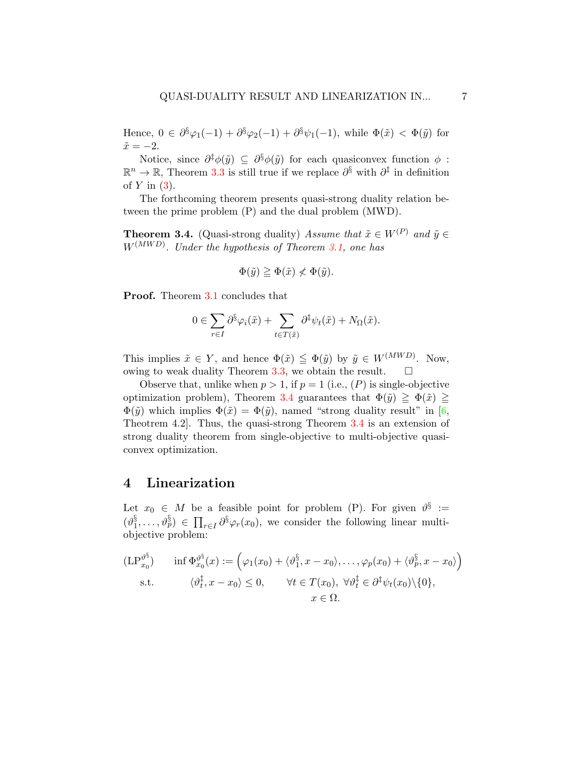Hence, $0 \in \partial^{\S}\varphi_1(-1) + \partial^{\S}\varphi_2(-1) + \partial^{\S}\psi_1(-1)$, while $\Phi(\tilde{x}) < \Phi(\tilde{y})$ for $\tilde{x} = -2$.

Notice, since $\partial^{\ddagger}\phi(\tilde{y}) \subseteq \partial^{\S}\phi(\tilde{y})$ for each quasiconvex function $\phi : \mathbb{R}^n \to \mathbb{R}$, Theorem 3.3 is still true if we replace $\partial^{\S}$ with $\partial^{\ddagger}$ in definition of $Y$ in (3).

The forthcoming theorem presents quasi-strong duality relation between the prime problem (P) and the dual problem (MWD).

**Theorem 3.4.** (Quasi-strong duality) *Assume that $\tilde{x} \in W^{(P)}$ and $\tilde{y} \in W^{(MWD)}$. Under the hypothesis of Theorem 3.1, one has*

$$\Phi(\tilde{y}) \geqq \Phi(\tilde{x}) \not< \Phi(\tilde{y}).$$

**Proof.** Theorem 3.1 concludes that

$$0 \in \sum_{r \in I} \partial^{\S}\varphi_i(\tilde{x}) + \sum_{t \in T(\tilde{x})} \partial^{\ddagger}\psi_t(\tilde{x}) + N_{\Omega}(\tilde{x}).$$

This implies $\tilde{x} \in Y$, and hence $\Phi(\tilde{x}) \leqq \Phi(\tilde{y})$ by $\tilde{y} \in W^{(MWD)}$. Now, owing to weak duality Theorem 3.3, we obtain the result. $\square$

Observe that, unlike when $p > 1$, if $p = 1$ (i.e., $(P)$ is single-objective optimization problem), Theorem 3.4 guarantees that $\Phi(\tilde{y}) \geqq \Phi(\tilde{x}) \geqq \Phi(\tilde{y})$ which implies $\Phi(\tilde{x}) = \Phi(\tilde{y})$, named "strong duality result" in [6, Theotrem 4.2]. Thus, the quasi-strong Theorem 3.4 is an extension of strong duality theorem from single-objective to multi-objective quasiconvex optimization.

# 4 Linearization

Let $x_0 \in M$ be a feasible point for problem (P). For given $\vartheta^{\S} := (\vartheta_1^{\S}, \ldots, \vartheta_p^{\S}) \in \prod_{r \in I} \partial^{\S}\varphi_r(x_0)$, we consider the following linear multi-objective problem:

$$\begin{aligned}
(\mathrm{LP}_{x_0}^{\vartheta^{\S}}) \qquad & \inf \Phi_{x_0}^{\vartheta^{\S}}(x) := \Big(\varphi_1(x_0) + \langle \vartheta_1^{\S}, x - x_0 \rangle, \ldots, \varphi_p(x_0) + \langle \vartheta_p^{\S}, x - x_0 \rangle\Big) \\
\text{s.t.} \qquad & \langle \vartheta_t^{\ddagger}, x - x_0 \rangle \leq 0, \qquad \forall t \in T(x_0),\ \forall \vartheta_t^{\ddagger} \in \partial^{\ddagger}\psi_t(x_0) \backslash \{0\}, \\
& x \in \Omega.
\end{aligned}$$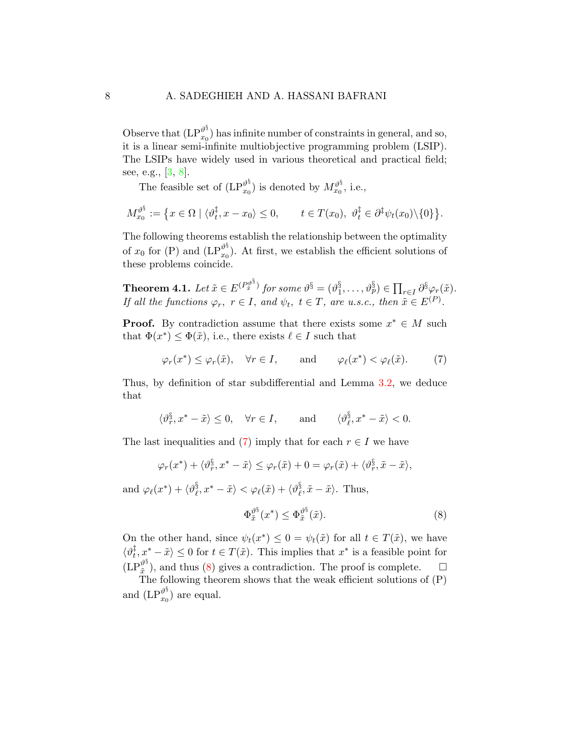Observe that $(\mathrm{LP}^{\vartheta^{\S}}_{x_0})$ has infinite number of constraints in general, and so, it is a linear semi-infinite multiobjective programming problem (LSIP). The LSIPs have widely used in various theoretical and practical field; see, e.g., [3, 8].

The feasible set of $(\mathrm{LP}^{\vartheta^{\S}}_{x_0})$ is denoted by $M^{\vartheta^{\S}}_{x_0}$, i.e.,

$$M^{\vartheta^{\S}}_{x_0} := \big\{ x \in \Omega \mid \langle \vartheta^{\ddagger}_t, x - x_0 \rangle \leq 0, \qquad t \in T(x_0),\ \vartheta^{\ddagger}_t \in \partial^{\ddagger} \psi_t(x_0) \backslash \{0\} \big\}.$$

The following theorems establish the relationship between the optimality of $x_0$ for (P) and $(\mathrm{LP}^{\vartheta^{\S}}_{x_0})$. At first, we establish the efficient solutions of these problems coincide.

**Theorem 4.1.** *Let $\tilde{x} \in E^{(P^{\vartheta^{\S}}_{\tilde{x}})}$ for some $\vartheta^{\S} = (\vartheta^{\S}_1, \ldots, \vartheta^{\S}_p) \in \prod_{r \in I} \partial^{\S} \varphi_r(\tilde{x})$. If all the functions $\varphi_r,\ r \in I$, and $\psi_t,\ t \in T$, are u.s.c., then $\tilde{x} \in E^{(P)}$.*

**Proof.** By contradiction assume that there exists some $x^* \in M$ such that $\Phi(x^*) \leq \Phi(\tilde{x})$, i.e., there exists $\ell \in I$ such that

$$\varphi_r(x^*) \leq \varphi_r(\tilde{x}), \quad \forall r \in I, \qquad \text{and} \qquad \varphi_\ell(x^*) < \varphi_\ell(\tilde{x}). \tag{7}$$

Thus, by definition of star subdifferential and Lemma 3.2, we deduce that

$$\langle \vartheta^{\S}_r, x^* - \tilde{x} \rangle \leq 0, \quad \forall r \in I, \qquad \text{and} \qquad \langle \vartheta^{\S}_\ell, x^* - \tilde{x} \rangle < 0.$$

The last inequalities and (7) imply that for each $r \in I$ we have

$$\varphi_r(x^*) + \langle \vartheta^{\S}_r, x^* - \tilde{x} \rangle \leq \varphi_r(\tilde{x}) + 0 = \varphi_r(\tilde{x}) + \langle \vartheta^{\S}_r, \tilde{x} - \tilde{x} \rangle,$$

and $\varphi_\ell(x^*) + \langle \vartheta^{\S}_\ell, x^* - \tilde{x} \rangle < \varphi_\ell(\tilde{x}) + \langle \vartheta^{\S}_\ell, \tilde{x} - \tilde{x} \rangle$. Thus,

$$\Phi^{\vartheta^{\S}}_{\tilde{x}}(x^*) \leq \Phi^{\vartheta^{\S}}_{\tilde{x}}(\tilde{x}). \tag{8}$$

On the other hand, since $\psi_t(x^*) \leq 0 = \psi_t(\tilde{x})$ for all $t \in T(\tilde{x})$, we have $\langle \vartheta^{\ddagger}_t, x^* - \tilde{x} \rangle \leq 0$ for $t \in T(\tilde{x})$. This implies that $x^*$ is a feasible point for $(\mathrm{LP}^{\vartheta^{\S}}_{\tilde{x}})$, and thus (8) gives a contradiction. The proof is complete. $\square$

The following theorem shows that the weak efficient solutions of (P) and $(\mathrm{LP}^{\vartheta^{\S}}_{x_0})$ are equal.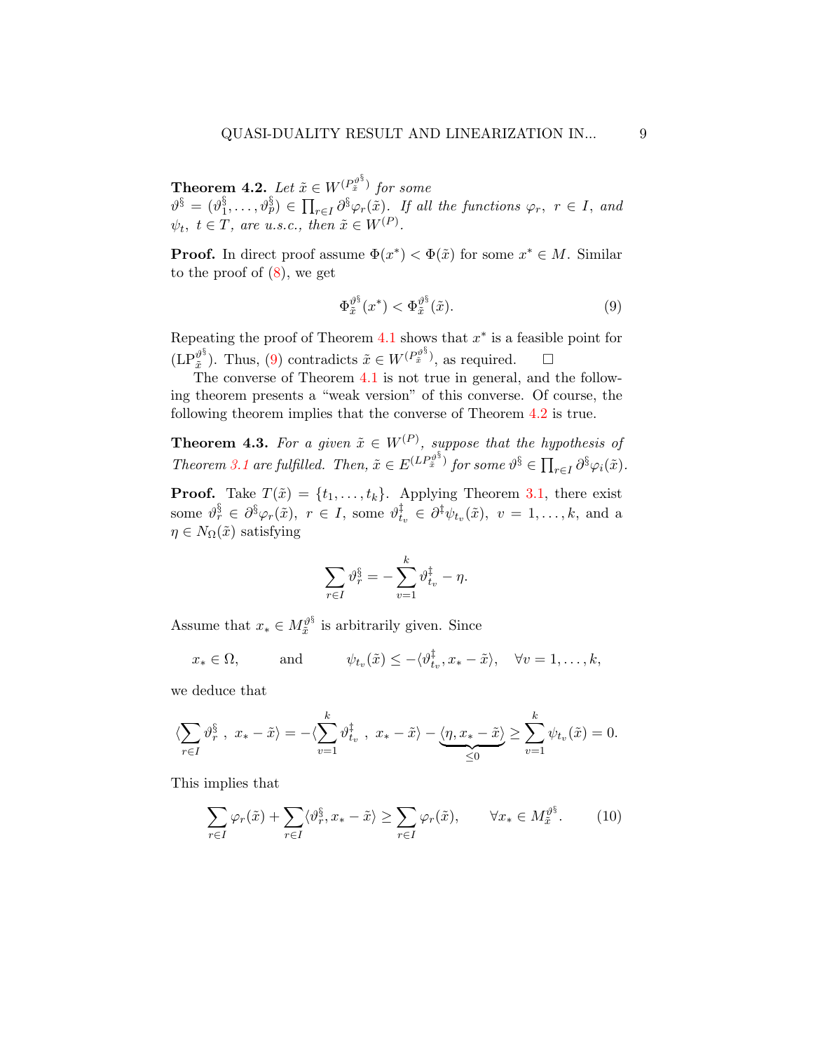**Theorem 4.2.** *Let $\tilde{x} \in W^{(P_{\tilde{x}}^{\vartheta^{\S}})}$ for some $\vartheta^{\S} = (\vartheta_1^{\S}, \ldots, \vartheta_p^{\S}) \in \prod_{r \in I} \partial^{\S}\varphi_r(\tilde{x})$. If all the functions $\varphi_r,\ r \in I$, and $\psi_t,\ t \in T$, are u.s.c., then $\tilde{x} \in W^{(P)}$.*

**Proof.** In direct proof assume $\Phi(x^*) < \Phi(\tilde{x})$ for some $x^* \in M$. Similar to the proof of (8), we get

$$\Phi_{\tilde{x}}^{\vartheta^{\S}}(x^*) < \Phi_{\tilde{x}}^{\vartheta^{\S}}(\tilde{x}). \tag{9}$$

Repeating the proof of Theorem 4.1 shows that $x^*$ is a feasible point for $(\mathrm{LP}_{\tilde{x}}^{\vartheta^{\S}})$. Thus, (9) contradicts $\tilde{x} \in W^{(P_{\tilde{x}}^{\vartheta^{\S}})}$, as required. $\square$

The converse of Theorem 4.1 is not true in general, and the following theorem presents a "weak version" of this converse. Of course, the following theorem implies that the converse of Theorem 4.2 is true.

**Theorem 4.3.** *For a given $\tilde{x} \in W^{(P)}$, suppose that the hypothesis of Theorem 3.1 are fulfilled. Then, $\tilde{x} \in E^{(LP_{\tilde{x}}^{\vartheta^{\S}})}$ for some $\vartheta^{\S} \in \prod_{r \in I} \partial^{\S}\varphi_i(\tilde{x})$.*

**Proof.** Take $T(\tilde{x}) = \{t_1, \ldots, t_k\}$. Applying Theorem 3.1, there exist some $\vartheta_r^{\S} \in \partial^{\S}\varphi_r(\tilde{x}),\ r \in I$, some $\vartheta_{t_v}^{\ddagger} \in \partial^{\ddagger}\psi_{t_v}(\tilde{x}),\ v = 1, \ldots, k$, and a $\eta \in N_{\Omega}(\tilde{x})$ satisfying

$$\sum_{r \in I} \vartheta_r^{\S} = -\sum_{v=1}^{k} \vartheta_{t_v}^{\ddagger} - \eta.$$

Assume that $x_* \in M_{\tilde{x}}^{\vartheta^{\S}}$ is arbitrarily given. Since

$$x_* \in \Omega, \qquad \text{and} \qquad \psi_{t_v}(\tilde{x}) \leq -\langle \vartheta_{t_v}^{\ddagger}, x_* - \tilde{x} \rangle, \quad \forall v = 1, \ldots, k,$$

we deduce that

$$\langle \sum_{r \in I} \vartheta_r^{\S}\ ,\ x_* - \tilde{x} \rangle = -\langle \sum_{v=1}^{k} \vartheta_{t_v}^{\ddagger}\ ,\ x_* - \tilde{x} \rangle - \underbrace{\langle \eta, x_* - \tilde{x} \rangle}_{\leq 0} \geq \sum_{v=1}^{k} \psi_{t_v}(\tilde{x}) = 0.$$

This implies that

$$\sum_{r \in I} \varphi_r(\tilde{x}) + \sum_{r \in I} \langle \vartheta_r^{\S}, x_* - \tilde{x} \rangle \geq \sum_{r \in I} \varphi_r(\tilde{x}), \qquad \forall x_* \in M_{\tilde{x}}^{\vartheta^{\S}}. \tag{10}$$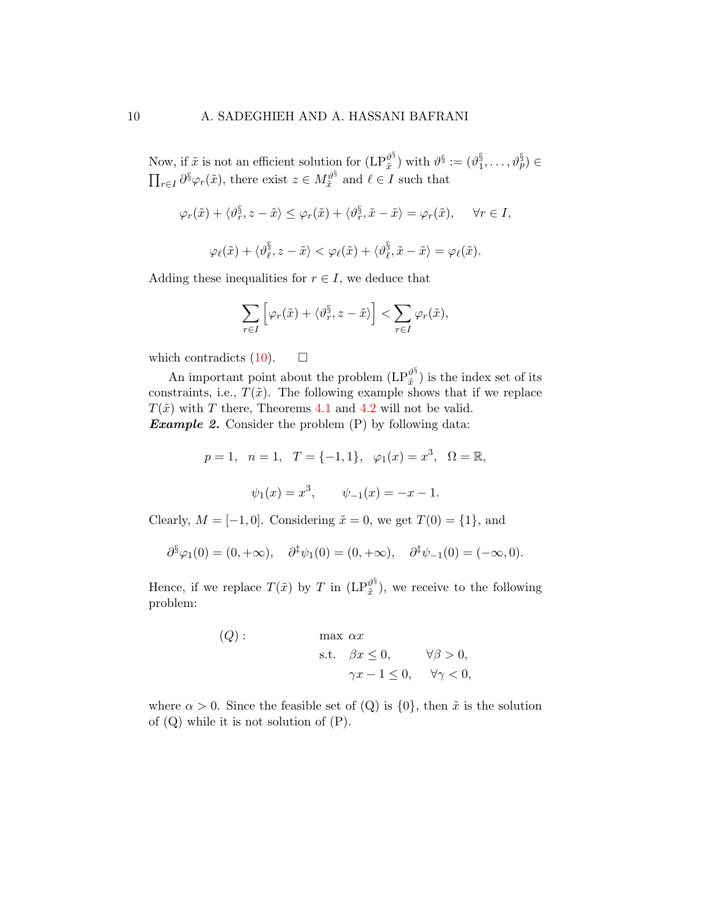Now, if $\tilde{x}$ is not an efficient solution for $(\text{LP}^{\vartheta^\S}_{\tilde{x}})$ with $\vartheta^\S := (\vartheta^\S_1, \ldots, \vartheta^\S_p) \in \prod_{r\in I} \partial^\S \varphi_r(\tilde{x})$, there exist $z \in M^{\vartheta^\S}_{\tilde{x}}$ and $\ell \in I$ such that

$$\varphi_r(\tilde{x}) + \langle \vartheta^\S_r, z - \tilde{x} \rangle \leq \varphi_r(\tilde{x}) + \langle \vartheta^\S_r, \tilde{x} - \tilde{x} \rangle = \varphi_r(\tilde{x}), \quad \forall r \in I,$$

$$\varphi_\ell(\tilde{x}) + \langle \vartheta^\S_\ell, z - \tilde{x} \rangle < \varphi_\ell(\tilde{x}) + \langle \vartheta^\S_\ell, \tilde{x} - \tilde{x} \rangle = \varphi_\ell(\tilde{x}).$$

Adding these inequalities for $r \in I$, we deduce that

$$\sum_{r\in I} \Big[ \varphi_r(\tilde{x}) + \langle \vartheta^\S_r, z - \tilde{x} \rangle \Big] < \sum_{r \in I} \varphi_r(\tilde{x}),$$

which contradicts (10). $\square$

An important point about the problem $(\text{LP}^{\vartheta^\S}_{\tilde{x}})$ is the index set of its constraints, i.e., $T(\tilde{x})$. The following example shows that if we replace $T(\tilde{x})$ with $T$ there, Theorems 4.1 and 4.2 will not be valid.

***Example 2.*** Consider the problem (P) by following data:

$$p = 1, \quad n = 1, \quad T = \{-1, 1\}, \quad \varphi_1(x) = x^3, \quad \Omega = \mathbb{R},$$

$$\psi_1(x) = x^3, \qquad \psi_{-1}(x) = -x - 1.$$

Clearly, $M = [-1, 0]$. Considering $\tilde{x} = 0$, we get $T(0) = \{1\}$, and

$$\partial^\S \varphi_1(0) = (0, +\infty), \quad \partial^\ddagger \psi_1(0) = (0, +\infty), \quad \partial^\ddagger \psi_{-1}(0) = (-\infty, 0).$$

Hence, if we replace $T(\tilde{x})$ by $T$ in $(\text{LP}^{\vartheta^\S}_{\tilde{x}})$, we receive to the following problem:

$$(Q): \qquad \begin{aligned} &\max \ \alpha x \\ &\text{s.t.} \ \ \beta x \leq 0, \qquad \forall \beta > 0, \\ &\qquad \ \gamma x - 1 \leq 0, \quad \forall \gamma < 0, \end{aligned}$$

where $\alpha > 0$. Since the feasible set of (Q) is $\{0\}$, then $\tilde{x}$ is the solution of (Q) while it is not solution of (P).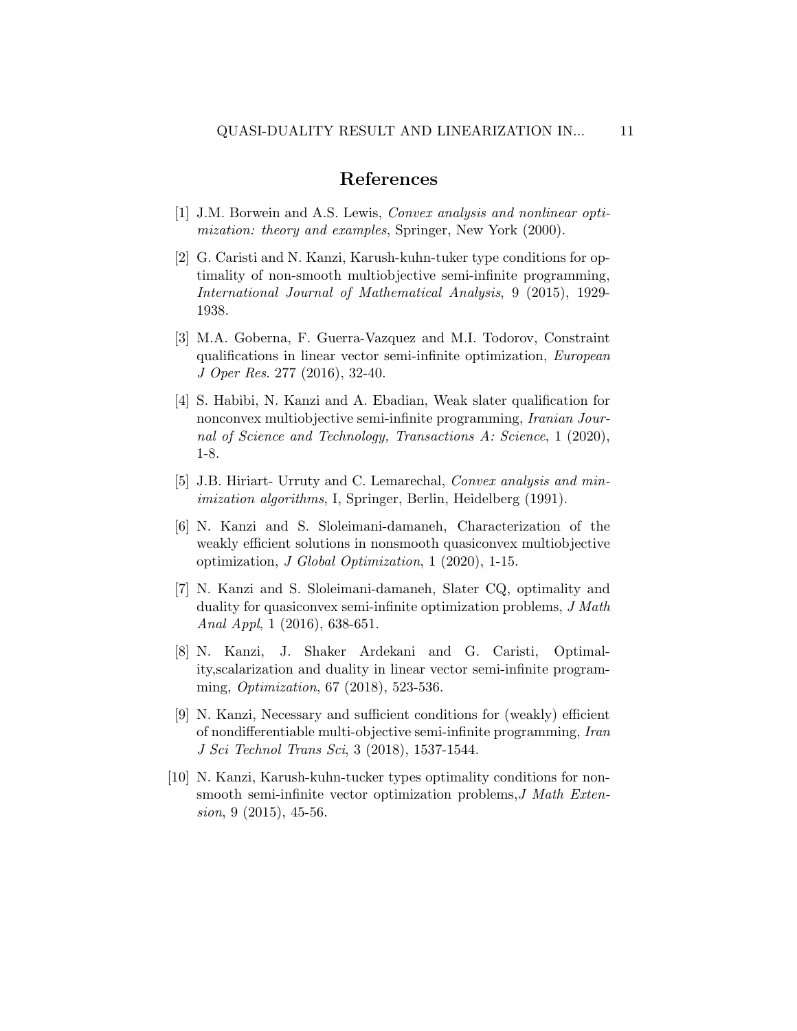# References

[1] J.M. Borwein and A.S. Lewis, *Convex analysis and nonlinear optimization: theory and examples*, Springer, New York (2000).

[2] G. Caristi and N. Kanzi, Karush-kuhn-tuker type conditions for optimality of non-smooth multiobjective semi-infinite programming, *International Journal of Mathematical Analysis*, 9 (2015), 1929-1938.

[3] M.A. Goberna, F. Guerra-Vazquez and M.I. Todorov, Constraint qualifications in linear vector semi-infinite optimization, *European J Oper Res*. 277 (2016), 32-40.

[4] S. Habibi, N. Kanzi and A. Ebadian, Weak slater qualification for nonconvex multiobjective semi-infinite programming, *Iranian Journal of Science and Technology, Transactions A: Science*, 1 (2020), 1-8.

[5] J.B. Hiriart- Urruty and C. Lemarechal, *Convex analysis and minimization algorithms*, I, Springer, Berlin, Heidelberg (1991).

[6] N. Kanzi and S. Sloleimani-damaneh, Characterization of the weakly efficient solutions in nonsmooth quasiconvex multiobjective optimization, *J Global Optimization*, 1 (2020), 1-15.

[7] N. Kanzi and S. Sloleimani-damaneh, Slater CQ, optimality and duality for quasiconvex semi-infinite optimization problems, *J Math Anal Appl*, 1 (2016), 638-651.

[8] N. Kanzi, J. Shaker Ardekani and G. Caristi, Optimality,scalarization and duality in linear vector semi-infinite programming, *Optimization*, 67 (2018), 523-536.

[9] N. Kanzi, Necessary and sufficient conditions for (weakly) efficient of nondifferentiable multi-objective semi-infinite programming, *Iran J Sci Technol Trans Sci*, 3 (2018), 1537-1544.

[10] N. Kanzi, Karush-kuhn-tucker types optimality conditions for non-smooth semi-infinite vector optimization problems,*J Math Extension*, 9 (2015), 45-56.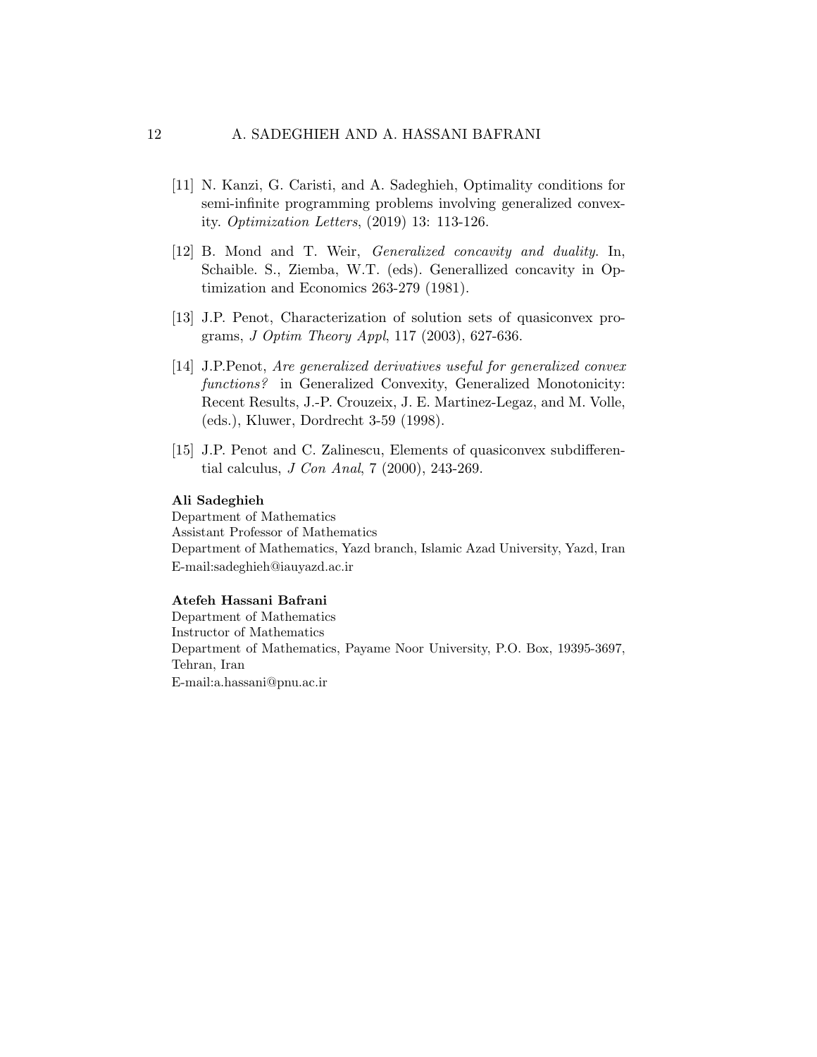[11] N. Kanzi, G. Caristi, and A. Sadeghieh, Optimality conditions for semi-infinite programming problems involving generalized convexity. *Optimization Letters*, (2019) 13: 113-126.

[12] B. Mond and T. Weir, *Generalized concavity and duality*. In, Schaible. S., Ziemba, W.T. (eds). Generallized concavity in Optimization and Economics 263-279 (1981).

[13] J.P. Penot, Characterization of solution sets of quasiconvex programs, *J Optim Theory Appl*, 117 (2003), 627-636.

[14] J.P.Penot, *Are generalized derivatives useful for generalized convex functions?* in Generalized Convexity, Generalized Monotonicity: Recent Results, J.-P. Crouzeix, J. E. Martinez-Legaz, and M. Volle, (eds.), Kluwer, Dordrecht 3-59 (1998).

[15] J.P. Penot and C. Zalinescu, Elements of quasiconvex subdifferential calculus, *J Con Anal*, 7 (2000), 243-269.

**Ali Sadeghieh**
Department of Mathematics
Assistant Professor of Mathematics
Department of Mathematics, Yazd branch, Islamic Azad University, Yazd, Iran
E-mail:sadeghieh@iauyazd.ac.ir

**Atefeh Hassani Bafrani**
Department of Mathematics
Instructor of Mathematics
Department of Mathematics, Payame Noor University, P.O. Box, 19395-3697, Tehran, Iran
E-mail:a.hassani@pnu.ac.ir